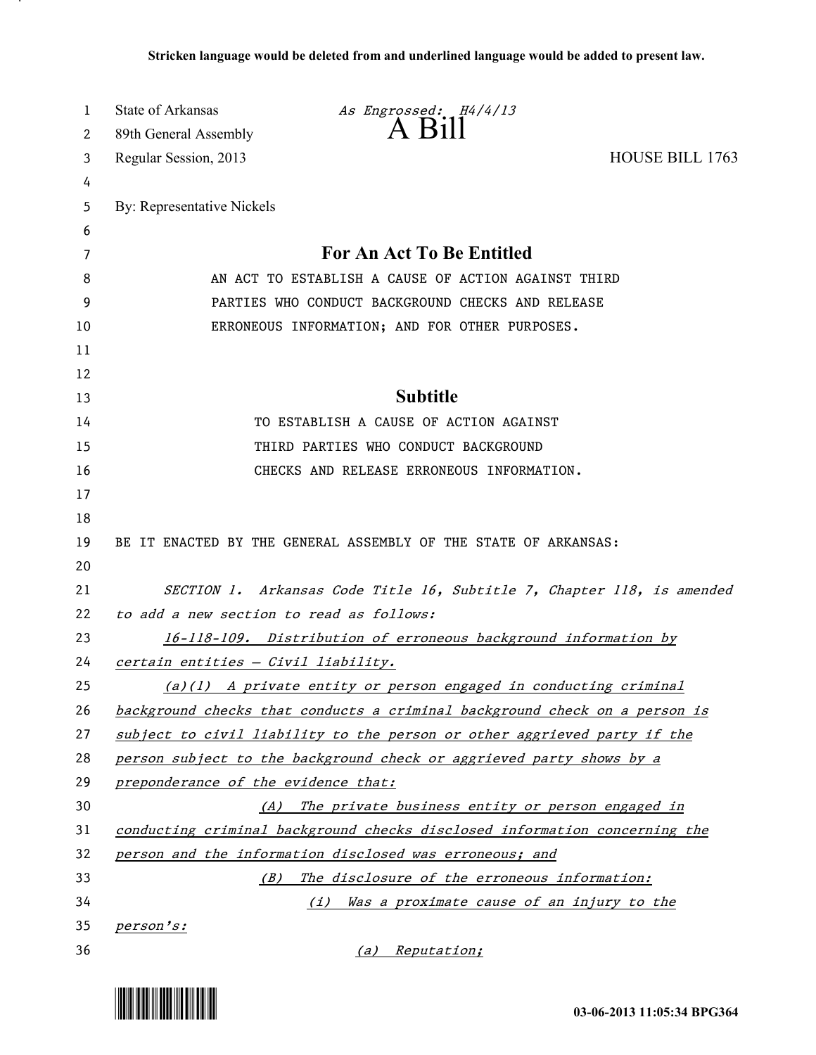**Stricken language would be deleted from and underlined language would be added to present law.**

State of Arkansas
89th General Assembly
Regular Session, 2013

*As Engrossed: H4/4/13*

# A Bill

HOUSE BILL 1763

By: Representative Nickels

## For An Act To Be Entitled

AN ACT TO ESTABLISH A CAUSE OF ACTION AGAINST THIRD PARTIES WHO CONDUCT BACKGROUND CHECKS AND RELEASE ERRONEOUS INFORMATION; AND FOR OTHER PURPOSES.

## Subtitle

TO ESTABLISH A CAUSE OF ACTION AGAINST THIRD PARTIES WHO CONDUCT BACKGROUND CHECKS AND RELEASE ERRONEOUS INFORMATION.

BE IT ENACTED BY THE GENERAL ASSEMBLY OF THE STATE OF ARKANSAS:

*SECTION 1. Arkansas Code Title 16, Subtitle 7, Chapter 118, is amended to add a new section to read as follows:*

*16-118-109. Distribution of erroneous background information by certain entities — Civil liability.*

*(a)(1) A private entity or person engaged in conducting criminal background checks that conducts a criminal background check on a person is subject to civil liability to the person or other aggrieved party if the person subject to the background check or aggrieved party shows by a preponderance of the evidence that:*

*(A) The private business entity or person engaged in conducting criminal background checks disclosed information concerning the person and the information disclosed was erroneous; and*

*(B) The disclosure of the erroneous information:*

*(i) Was a proximate cause of an injury to the person's:*

*(a) Reputation;*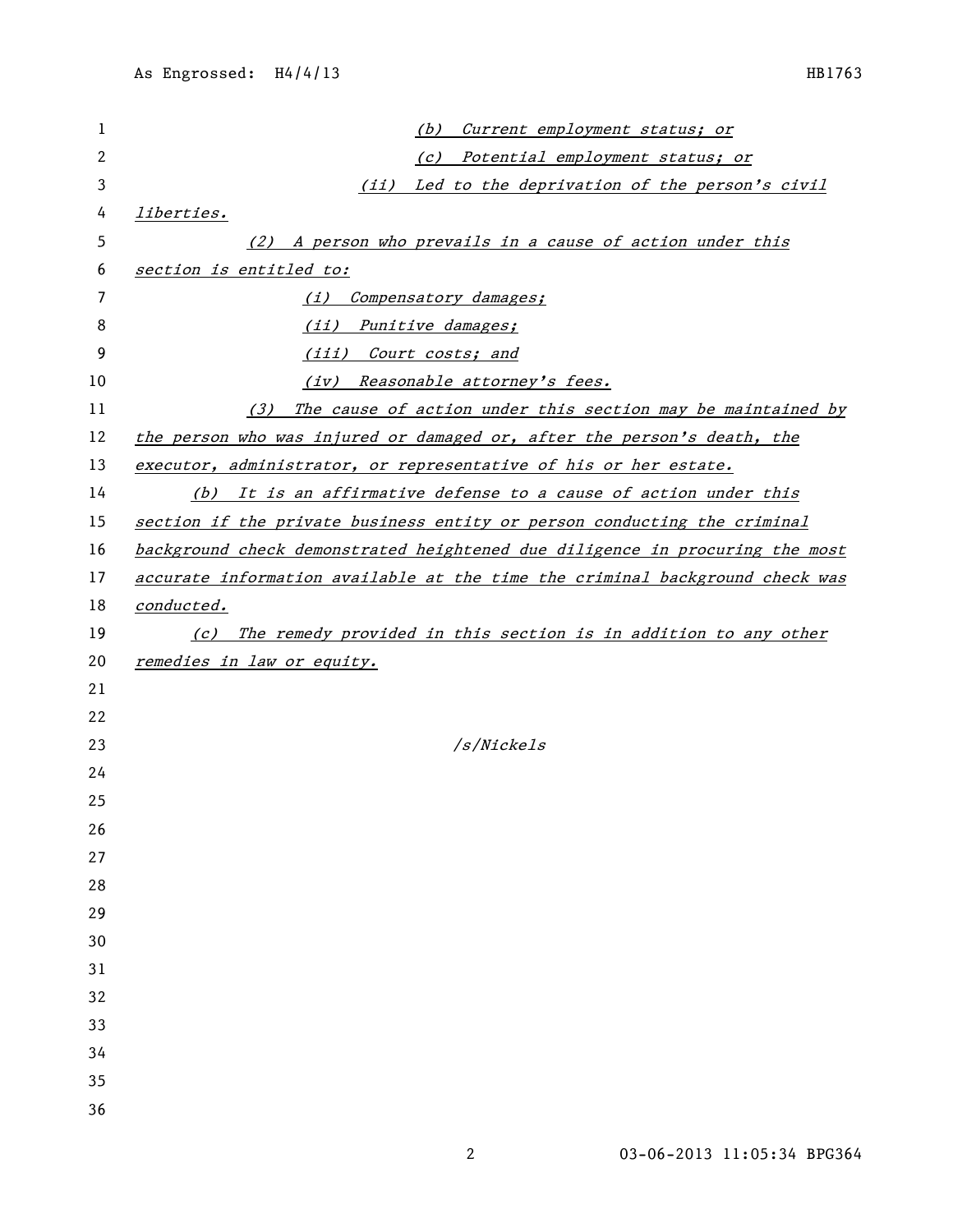*(b) Current employment status; or*

*(c) Potential employment status; or*

*(ii) Led to the deprivation of the person's civil liberties.*

*(2) A person who prevails in a cause of action under this section is entitled to:*

*(i) Compensatory damages;*

*(ii) Punitive damages;*

*(iii) Court costs; and*

*(iv) Reasonable attorney's fees.*

*(3) The cause of action under this section may be maintained by the person who was injured or damaged or, after the person's death, the executor, administrator, or representative of his or her estate.*

*(b) It is an affirmative defense to a cause of action under this section if the private business entity or person conducting the criminal background check demonstrated heightened due diligence in procuring the most accurate information available at the time the criminal background check was conducted.*

*(c) The remedy provided in this section is in addition to any other remedies in law or equity.*

/s/Nickels